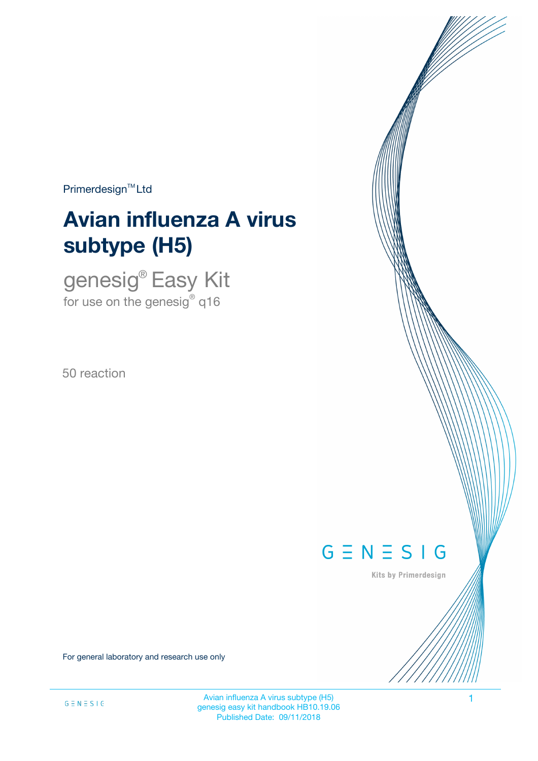Primerdesign™ Ltd

# Avian influenza A virus subtype (H5)

## genesig® Easy Kit

for use on the genesig® q16

50 reaction

GENESIG

Kits by Primerdesign

For general laboratory and research use only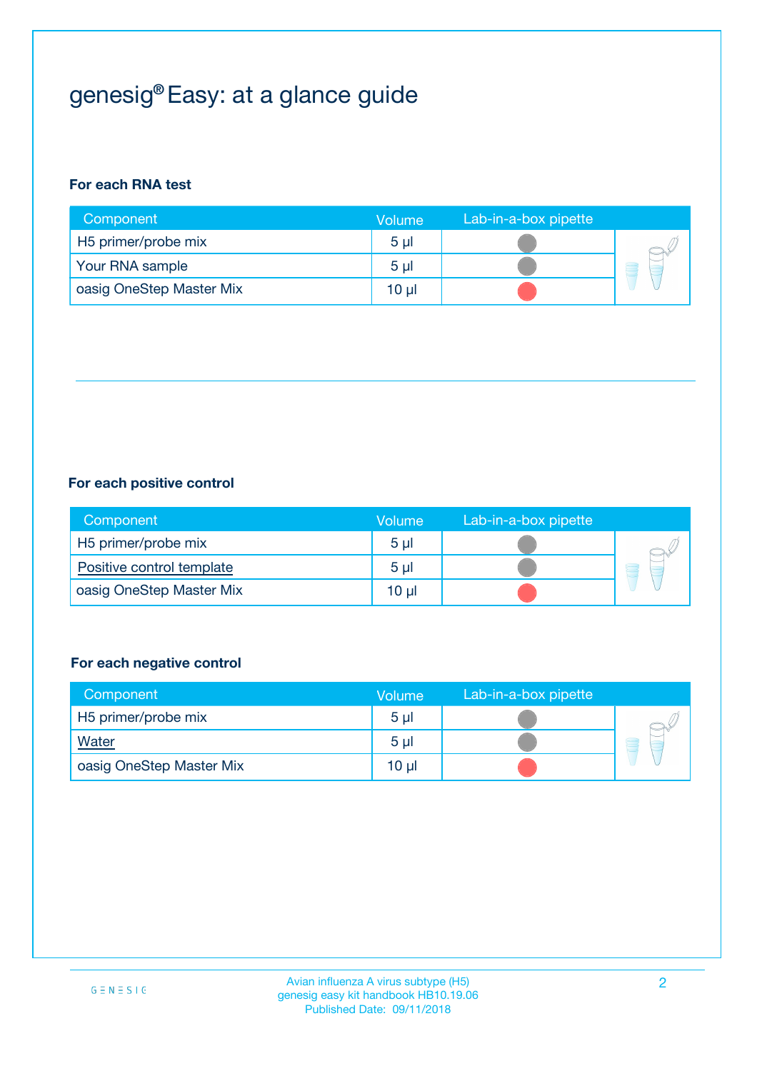# genesig® Easy: at a glance guide

**For each RNA test**

| Component | Volume | Lab-in-a-box pipette |
|---|---|---|
| H5 primer/probe mix | 5 µl | |
| Your RNA sample | 5 µl | |
| oasig OneStep Master Mix | 10 µl | |

**For each positive control**

| Component | Volume | Lab-in-a-box pipette |
|---|---|---|
| H5 primer/probe mix | 5 µl | |
| Positive control template | 5 µl | |
| oasig OneStep Master Mix | 10 µl | |

**For each negative control**

| Component | Volume | Lab-in-a-box pipette |
|---|---|---|
| H5 primer/probe mix | 5 µl | |
| Water | 5 µl | |
| oasig OneStep Master Mix | 10 µl | |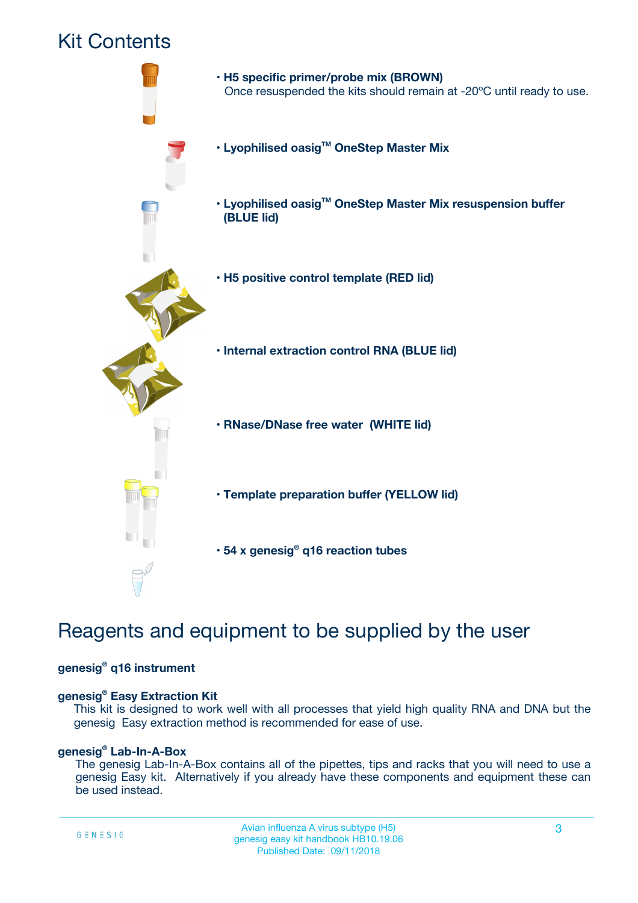# Kit Contents

- **H5 specific primer/probe mix (BROWN)**
  Once resuspended the kits should remain at -20ºC until ready to use.
- **Lyophilised oasig™ OneStep Master Mix**
- **Lyophilised oasig™ OneStep Master Mix resuspension buffer (BLUE lid)**
- **H5 positive control template (RED lid)**
- **Internal extraction control RNA (BLUE lid)**
- **RNase/DNase free water (WHITE lid)**
- **Template preparation buffer (YELLOW lid)**
- **54 x genesig® q16 reaction tubes**

# Reagents and equipment to be supplied by the user

**genesig® q16 instrument**

**genesig® Easy Extraction Kit**
This kit is designed to work well with all processes that yield high quality RNA and DNA but the genesig Easy extraction method is recommended for ease of use.

**genesig® Lab-In-A-Box**
The genesig Lab-In-A-Box contains all of the pipettes, tips and racks that you will need to use a genesig Easy kit. Alternatively if you already have these components and equipment these can be used instead.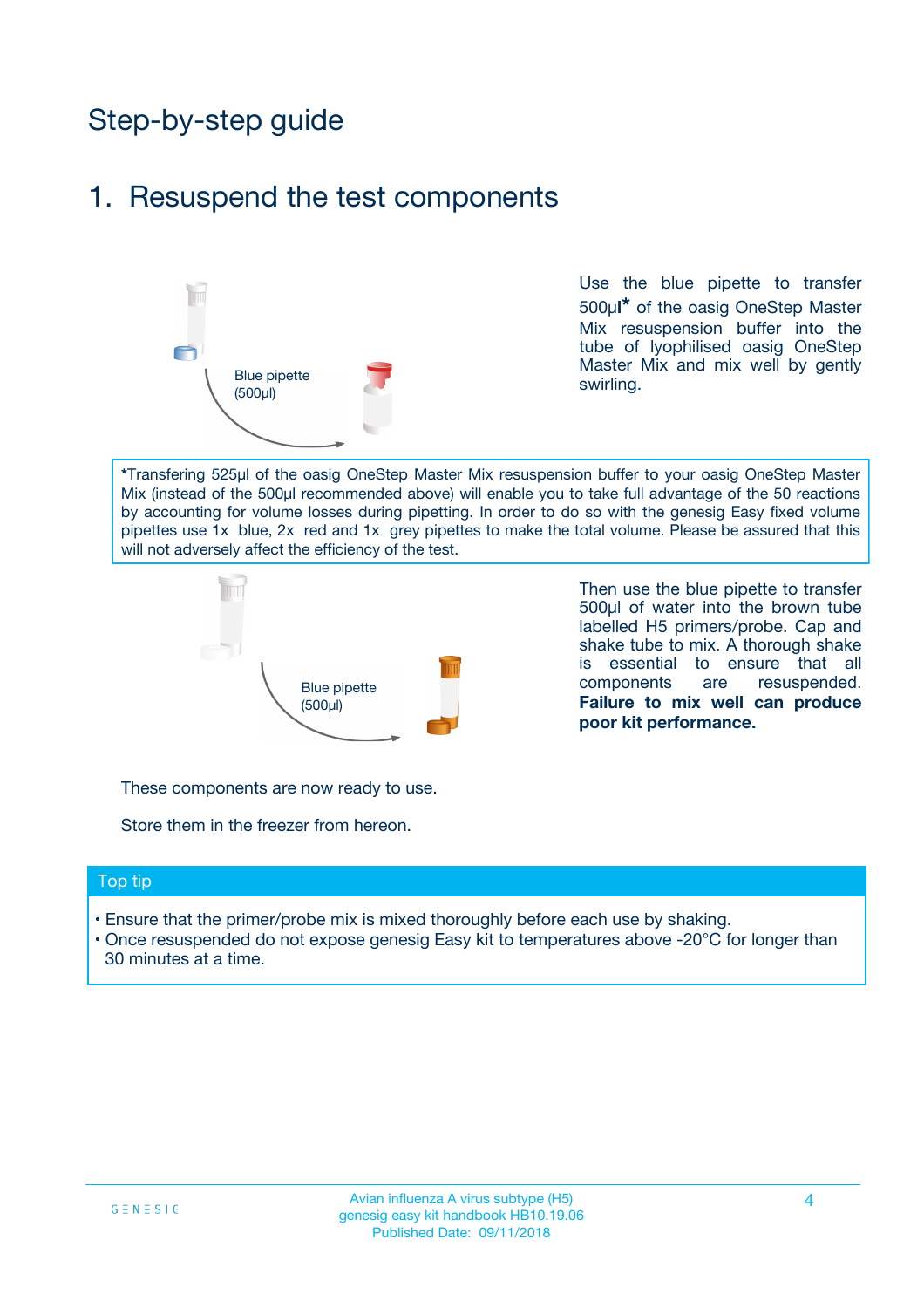# Step-by-step guide

## 1. Resuspend the test components

Blue pipette (500µl)

Use the blue pipette to transfer 500µl* of the oasig OneStep Master Mix resuspension buffer into the tube of lyophilised oasig OneStep Master Mix and mix well by gently swirling.

*Transfering 525µl of the oasig OneStep Master Mix resuspension buffer to your oasig OneStep Master Mix (instead of the 500µl recommended above) will enable you to take full advantage of the 50 reactions by accounting for volume losses during pipetting. In order to do so with the genesig Easy fixed volume pipettes use 1x blue, 2x red and 1x grey pipettes to make the total volume. Please be assured that this will not adversely affect the efficiency of the test.

Blue pipette (500µl)

Then use the blue pipette to transfer 500µl of water into the brown tube labelled H5 primers/probe. Cap and shake tube to mix. A thorough shake is essential to ensure that all components are resuspended. **Failure to mix well can produce poor kit performance.**

These components are now ready to use.

Store them in the freezer from hereon.

### Top tip

- Ensure that the primer/probe mix is mixed thoroughly before each use by shaking.
- Once resuspended do not expose genesig Easy kit to temperatures above -20°C for longer than 30 minutes at a time.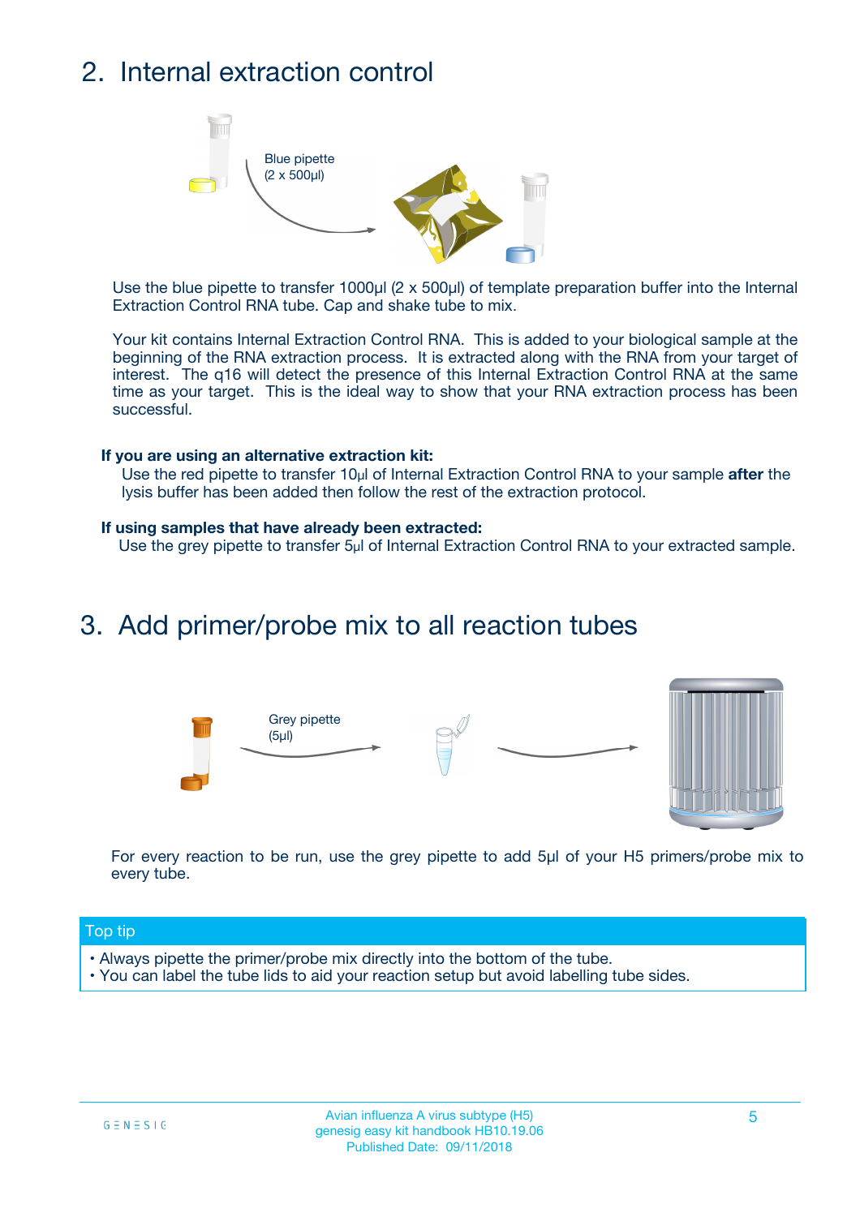## 2. Internal extraction control

Blue pipette
(2 x 500µl)

Use the blue pipette to transfer 1000µl (2 x 500µl) of template preparation buffer into the Internal Extraction Control RNA tube. Cap and shake tube to mix.

Your kit contains Internal Extraction Control RNA. This is added to your biological sample at the beginning of the RNA extraction process. It is extracted along with the RNA from your target of interest. The q16 will detect the presence of this Internal Extraction Control RNA at the same time as your target. This is the ideal way to show that your RNA extraction process has been successful.

**If you are using an alternative extraction kit:**

Use the red pipette to transfer 10µl of Internal Extraction Control RNA to your sample **after** the lysis buffer has been added then follow the rest of the extraction protocol.

**If using samples that have already been extracted:**

Use the grey pipette to transfer 5µl of Internal Extraction Control RNA to your extracted sample.

## 3. Add primer/probe mix to all reaction tubes

Grey pipette
(5µl)

For every reaction to be run, use the grey pipette to add 5µl of your H5 primers/probe mix to every tube.

**Top tip**

- Always pipette the primer/probe mix directly into the bottom of the tube.
- You can label the tube lids to aid your reaction setup but avoid labelling tube sides.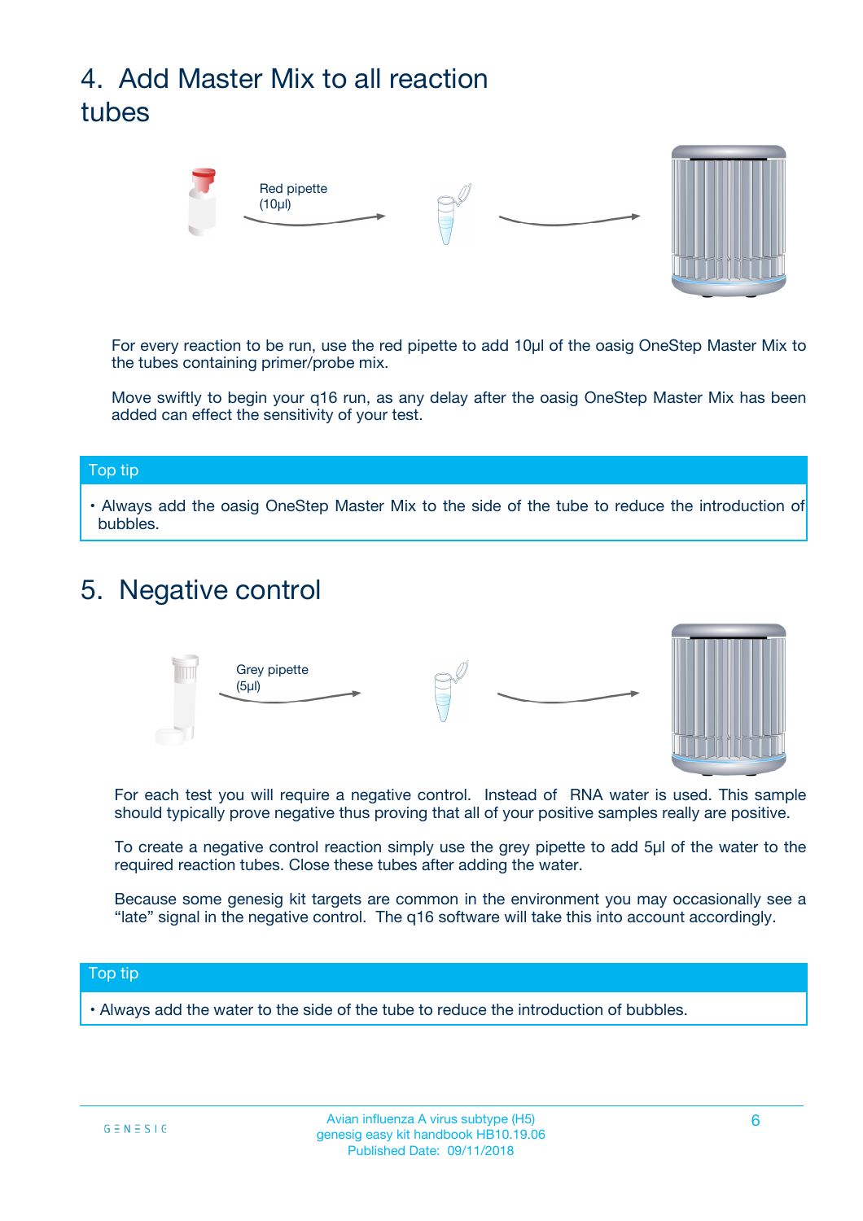# 4. Add Master Mix to all reaction tubes

Red pipette (10µl)

For every reaction to be run, use the red pipette to add 10µl of the oasig OneStep Master Mix to the tubes containing primer/probe mix.

Move swiftly to begin your q16 run, as any delay after the oasig OneStep Master Mix has been added can effect the sensitivity of your test.

**Top tip**

- Always add the oasig OneStep Master Mix to the side of the tube to reduce the introduction of bubbles.

# 5. Negative control

Grey pipette (5µl)

For each test you will require a negative control. Instead of RNA water is used. This sample should typically prove negative thus proving that all of your positive samples really are positive.

To create a negative control reaction simply use the grey pipette to add 5µl of the water to the required reaction tubes. Close these tubes after adding the water.

Because some genesig kit targets are common in the environment you may occasionally see a "late" signal in the negative control. The q16 software will take this into account accordingly.

**Top tip**

- Always add the water to the side of the tube to reduce the introduction of bubbles.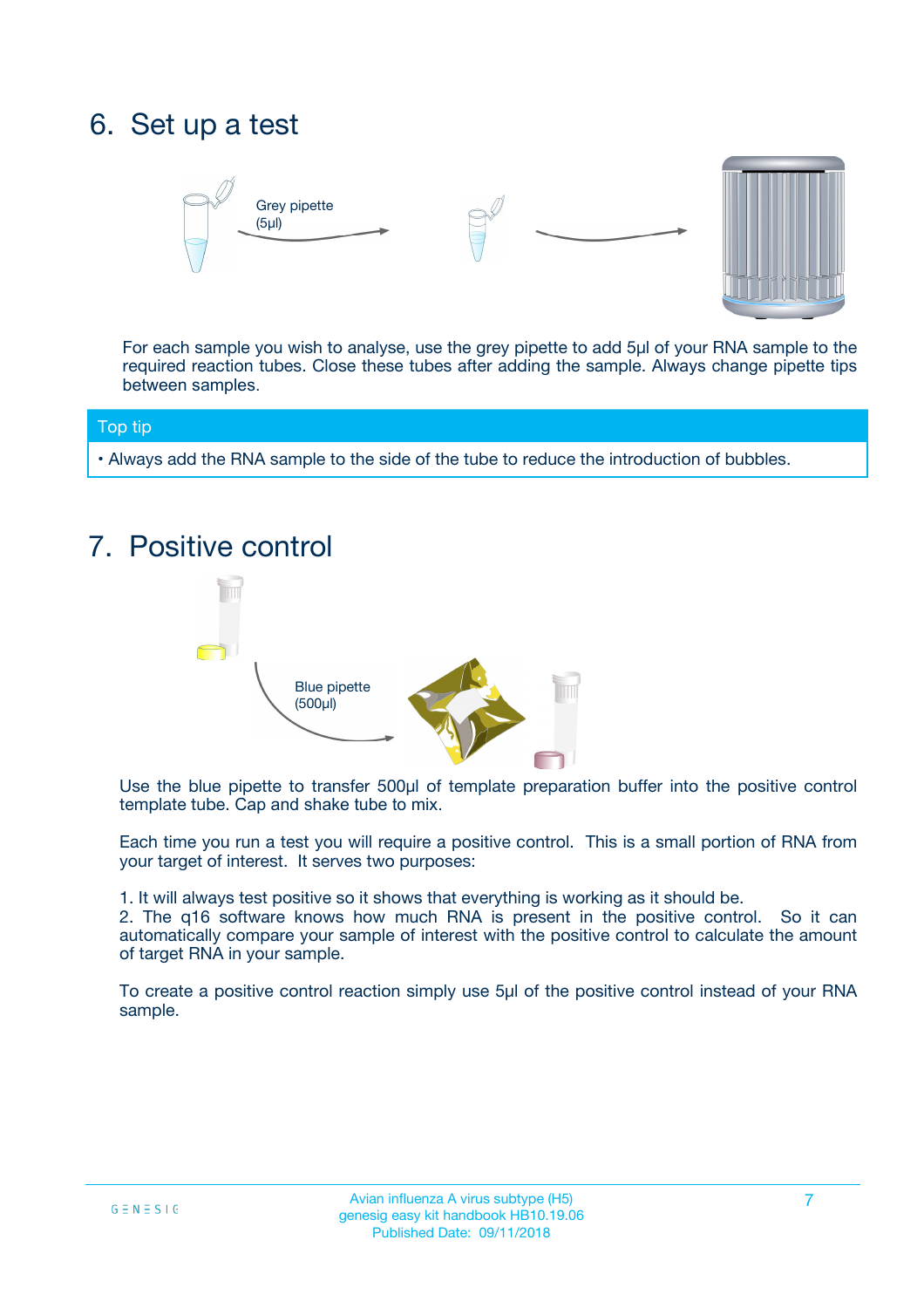## 6. Set up a test

Grey pipette (5µl)

For each sample you wish to analyse, use the grey pipette to add 5µl of your RNA sample to the required reaction tubes. Close these tubes after adding the sample. Always change pipette tips between samples.

**Top tip**

- Always add the RNA sample to the side of the tube to reduce the introduction of bubbles.

## 7. Positive control

Blue pipette (500µl)

Use the blue pipette to transfer 500µl of template preparation buffer into the positive control template tube. Cap and shake tube to mix.

Each time you run a test you will require a positive control. This is a small portion of RNA from your target of interest. It serves two purposes:

1. It will always test positive so it shows that everything is working as it should be.
2. The q16 software knows how much RNA is present in the positive control. So it can automatically compare your sample of interest with the positive control to calculate the amount of target RNA in your sample.

To create a positive control reaction simply use 5µl of the positive control instead of your RNA sample.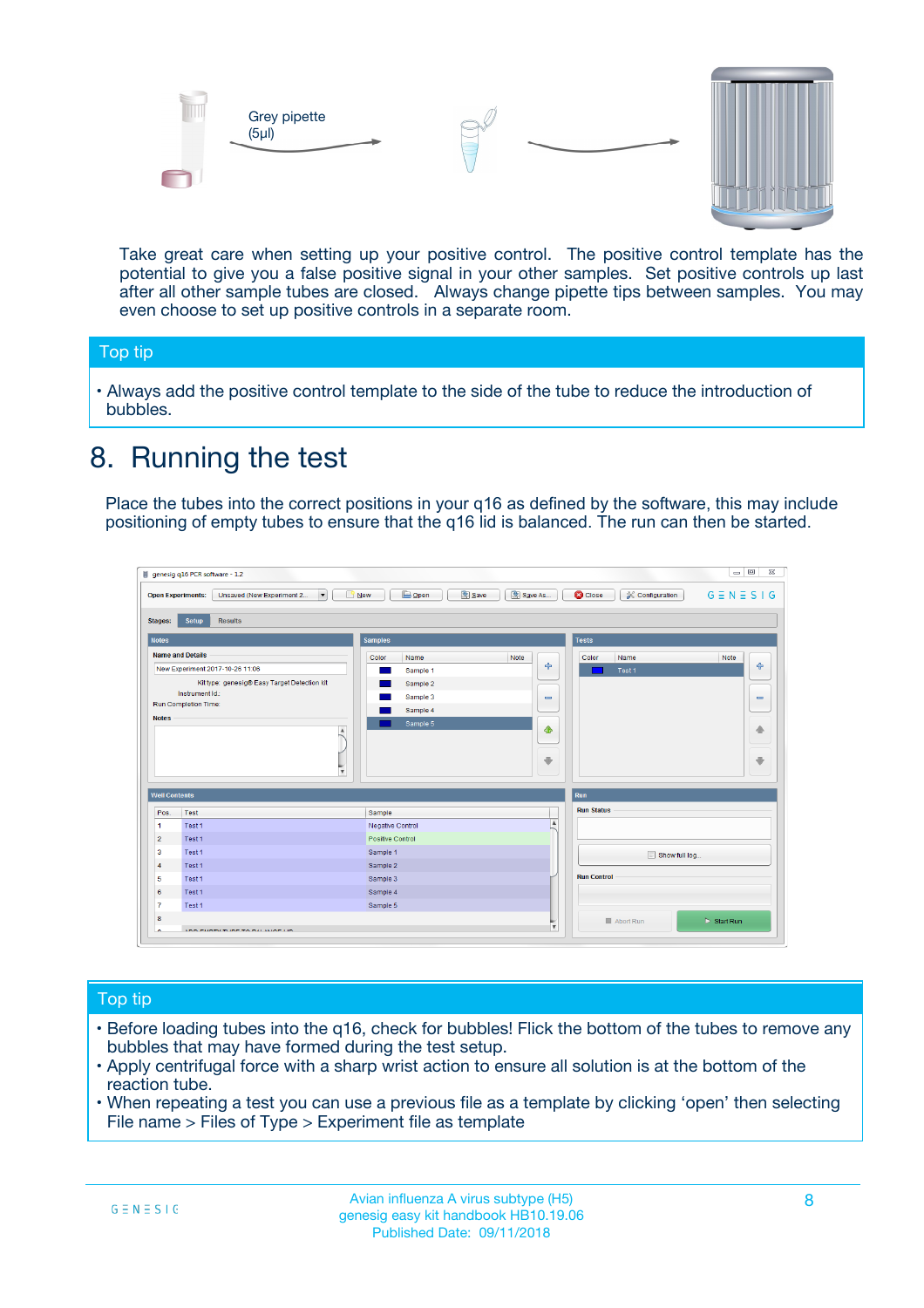Grey pipette (5µl)

Take great care when setting up your positive control. The positive control template has the potential to give you a false positive signal in your other samples. Set positive controls up last after all other sample tubes are closed. Always change pipette tips between samples. You may even choose to set up positive controls in a separate room.

## Top tip

- Always add the positive control template to the side of the tube to reduce the introduction of bubbles.

# 8. Running the test

Place the tubes into the correct positions in your q16 as defined by the software, this may include positioning of empty tubes to ensure that the q16 lid is balanced. The run can then be started.

## Top tip

- Before loading tubes into the q16, check for bubbles! Flick the bottom of the tubes to remove any bubbles that may have formed during the test setup.
- Apply centrifugal force with a sharp wrist action to ensure all solution is at the bottom of the reaction tube.
- When repeating a test you can use a previous file as a template by clicking 'open' then selecting File name > Files of Type > Experiment file as template

Avian influenza A virus subtype (H5)
genesig easy kit handbook HB10.19.06
Published Date: 09/11/2018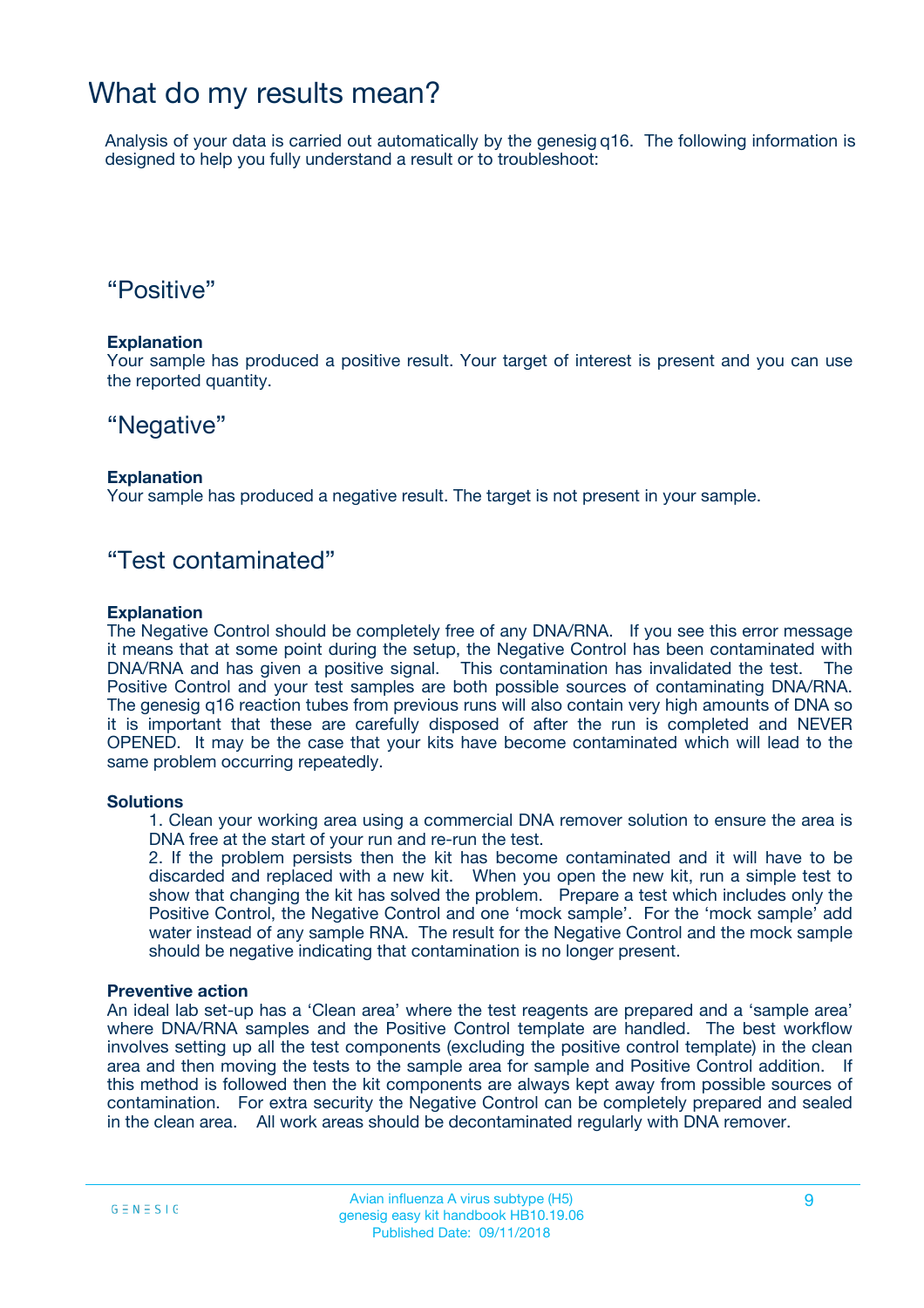# What do my results mean?

Analysis of your data is carried out automatically by the genesig q16. The following information is designed to help you fully understand a result or to troubleshoot:

## "Positive"

**Explanation**

Your sample has produced a positive result. Your target of interest is present and you can use the reported quantity.

## "Negative"

**Explanation**

Your sample has produced a negative result. The target is not present in your sample.

## "Test contaminated"

**Explanation**

The Negative Control should be completely free of any DNA/RNA. If you see this error message it means that at some point during the setup, the Negative Control has been contaminated with DNA/RNA and has given a positive signal. This contamination has invalidated the test. The Positive Control and your test samples are both possible sources of contaminating DNA/RNA. The genesig q16 reaction tubes from previous runs will also contain very high amounts of DNA so it is important that these are carefully disposed of after the run is completed and NEVER OPENED. It may be the case that your kits have become contaminated which will lead to the same problem occurring repeatedly.

**Solutions**

1. Clean your working area using a commercial DNA remover solution to ensure the area is DNA free at the start of your run and re-run the test.
2. If the problem persists then the kit has become contaminated and it will have to be discarded and replaced with a new kit. When you open the new kit, run a simple test to show that changing the kit has solved the problem. Prepare a test which includes only the Positive Control, the Negative Control and one 'mock sample'. For the 'mock sample' add water instead of any sample RNA. The result for the Negative Control and the mock sample should be negative indicating that contamination is no longer present.

**Preventive action**

An ideal lab set-up has a 'Clean area' where the test reagents are prepared and a 'sample area' where DNA/RNA samples and the Positive Control template are handled. The best workflow involves setting up all the test components (excluding the positive control template) in the clean area and then moving the tests to the sample area for sample and Positive Control addition. If this method is followed then the kit components are always kept away from possible sources of contamination. For extra security the Negative Control can be completely prepared and sealed in the clean area. All work areas should be decontaminated regularly with DNA remover.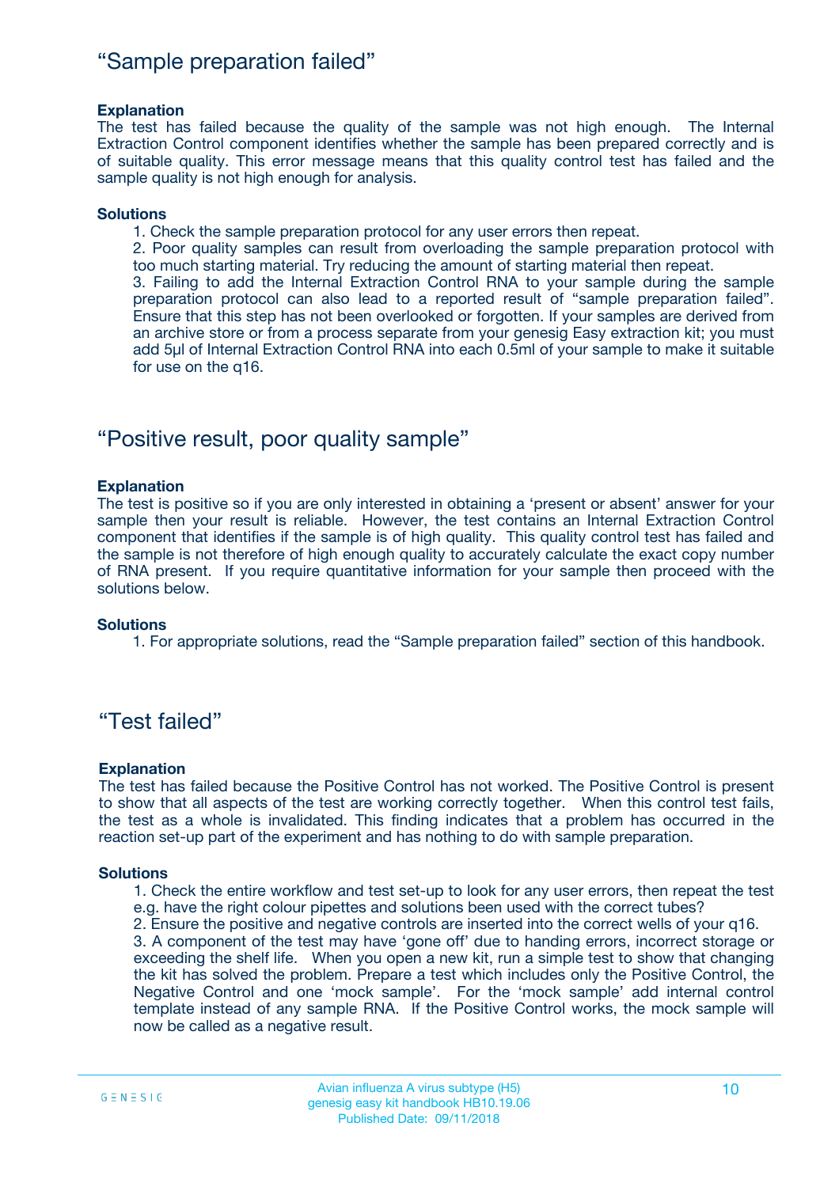## "Sample preparation failed"

**Explanation**

The test has failed because the quality of the sample was not high enough. The Internal Extraction Control component identifies whether the sample has been prepared correctly and is of suitable quality. This error message means that this quality control test has failed and the sample quality is not high enough for analysis.

**Solutions**

1. Check the sample preparation protocol for any user errors then repeat.
2. Poor quality samples can result from overloading the sample preparation protocol with too much starting material. Try reducing the amount of starting material then repeat.
3. Failing to add the Internal Extraction Control RNA to your sample during the sample preparation protocol can also lead to a reported result of "sample preparation failed". Ensure that this step has not been overlooked or forgotten. If your samples are derived from an archive store or from a process separate from your genesig Easy extraction kit; you must add 5µl of Internal Extraction Control RNA into each 0.5ml of your sample to make it suitable for use on the q16.

## "Positive result, poor quality sample"

**Explanation**

The test is positive so if you are only interested in obtaining a 'present or absent' answer for your sample then your result is reliable. However, the test contains an Internal Extraction Control component that identifies if the sample is of high quality. This quality control test has failed and the sample is not therefore of high enough quality to accurately calculate the exact copy number of RNA present. If you require quantitative information for your sample then proceed with the solutions below.

**Solutions**

1. For appropriate solutions, read the "Sample preparation failed" section of this handbook.

## "Test failed"

**Explanation**

The test has failed because the Positive Control has not worked. The Positive Control is present to show that all aspects of the test are working correctly together. When this control test fails, the test as a whole is invalidated. This finding indicates that a problem has occurred in the reaction set-up part of the experiment and has nothing to do with sample preparation.

**Solutions**

1. Check the entire workflow and test set-up to look for any user errors, then repeat the test e.g. have the right colour pipettes and solutions been used with the correct tubes?
2. Ensure the positive and negative controls are inserted into the correct wells of your q16.
3. A component of the test may have 'gone off' due to handing errors, incorrect storage or exceeding the shelf life. When you open a new kit, run a simple test to show that changing the kit has solved the problem. Prepare a test which includes only the Positive Control, the Negative Control and one 'mock sample'. For the 'mock sample' add internal control template instead of any sample RNA. If the Positive Control works, the mock sample will now be called as a negative result.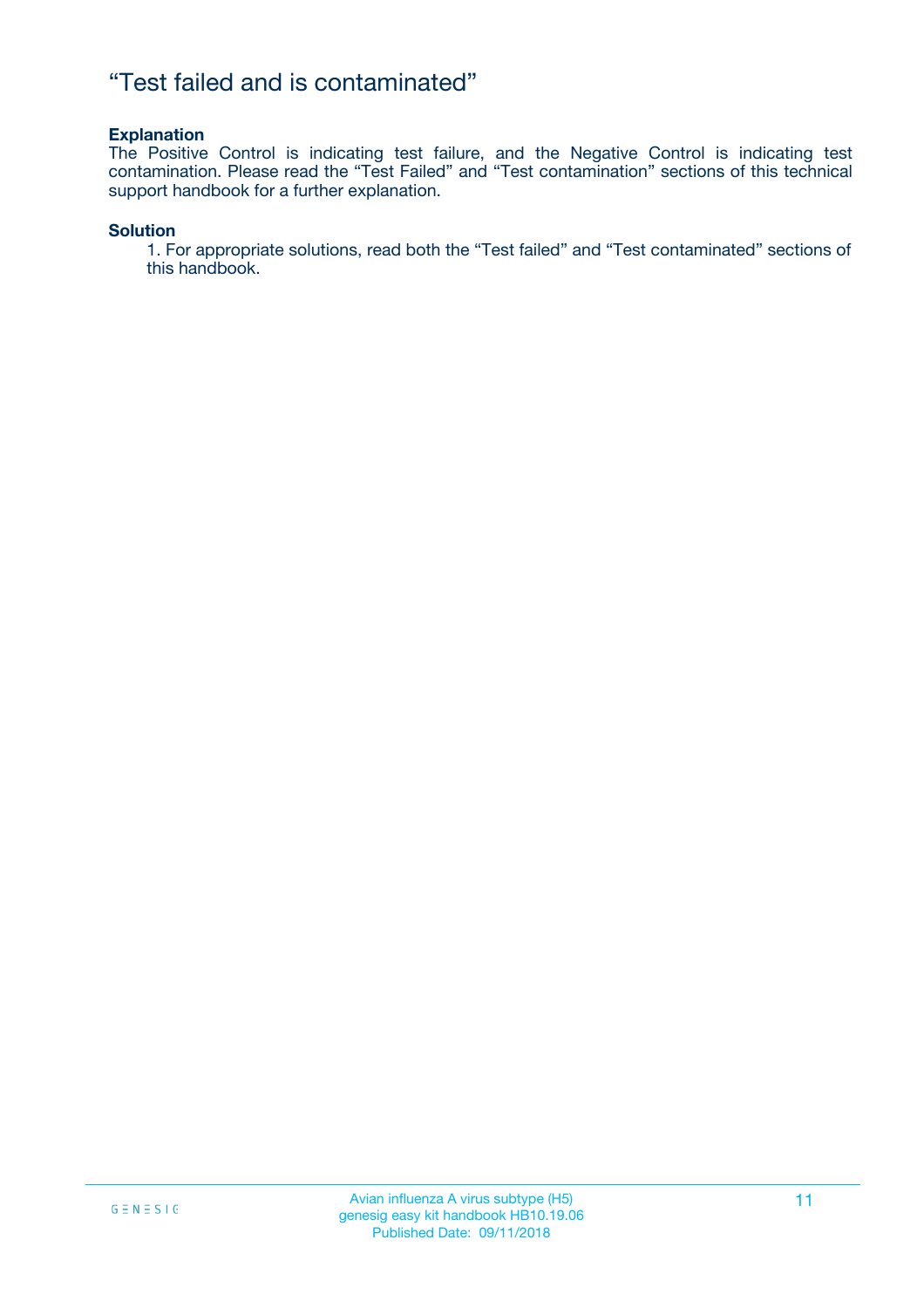# “Test failed and is contaminated”

**Explanation**

The Positive Control is indicating test failure, and the Negative Control is indicating test contamination. Please read the “Test Failed” and “Test contamination” sections of this technical support handbook for a further explanation.

**Solution**

1. For appropriate solutions, read both the “Test failed” and “Test contaminated” sections of this handbook.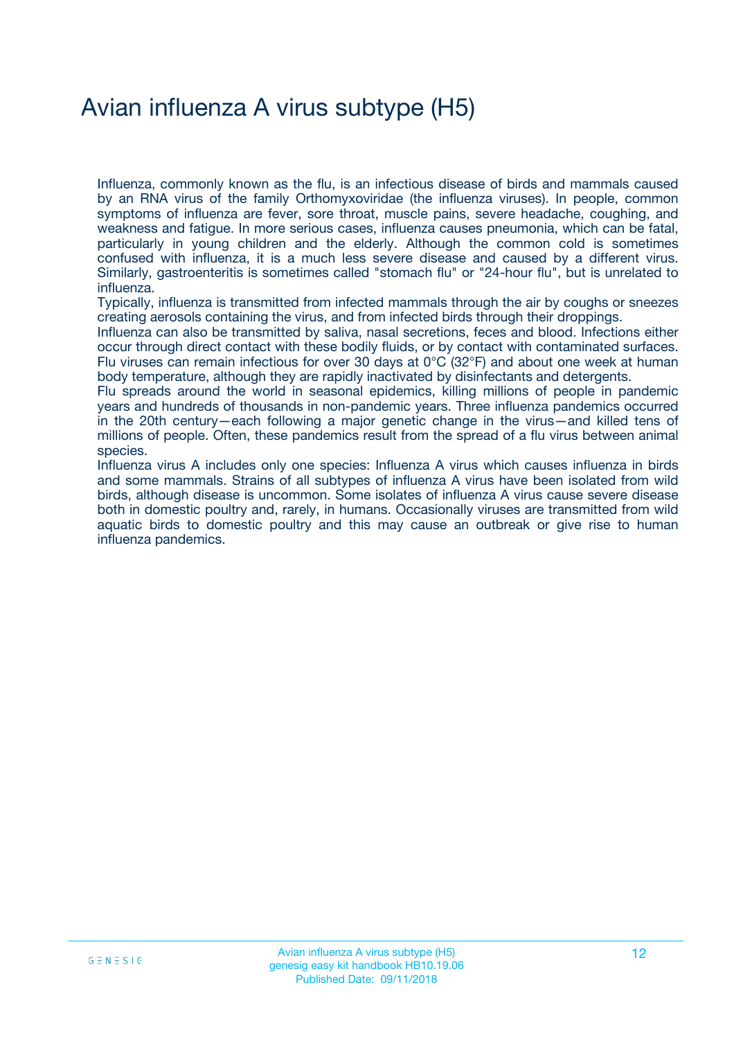# Avian influenza A virus subtype (H5)

Influenza, commonly known as the flu, is an infectious disease of birds and mammals caused by an RNA virus of the family Orthomyxoviridae (the influenza viruses). In people, common symptoms of influenza are fever, sore throat, muscle pains, severe headache, coughing, and weakness and fatigue. In more serious cases, influenza causes pneumonia, which can be fatal, particularly in young children and the elderly. Although the common cold is sometimes confused with influenza, it is a much less severe disease and caused by a different virus. Similarly, gastroenteritis is sometimes called "stomach flu" or "24-hour flu", but is unrelated to influenza.

Typically, influenza is transmitted from infected mammals through the air by coughs or sneezes creating aerosols containing the virus, and from infected birds through their droppings.

Influenza can also be transmitted by saliva, nasal secretions, feces and blood. Infections either occur through direct contact with these bodily fluids, or by contact with contaminated surfaces. Flu viruses can remain infectious for over 30 days at 0°C (32°F) and about one week at human body temperature, although they are rapidly inactivated by disinfectants and detergents.

Flu spreads around the world in seasonal epidemics, killing millions of people in pandemic years and hundreds of thousands in non-pandemic years. Three influenza pandemics occurred in the 20th century—each following a major genetic change in the virus—and killed tens of millions of people. Often, these pandemics result from the spread of a flu virus between animal species.

Influenza virus A includes only one species: Influenza A virus which causes influenza in birds and some mammals. Strains of all subtypes of influenza A virus have been isolated from wild birds, although disease is uncommon. Some isolates of influenza A virus cause severe disease both in domestic poultry and, rarely, in humans. Occasionally viruses are transmitted from wild aquatic birds to domestic poultry and this may cause an outbreak or give rise to human influenza pandemics.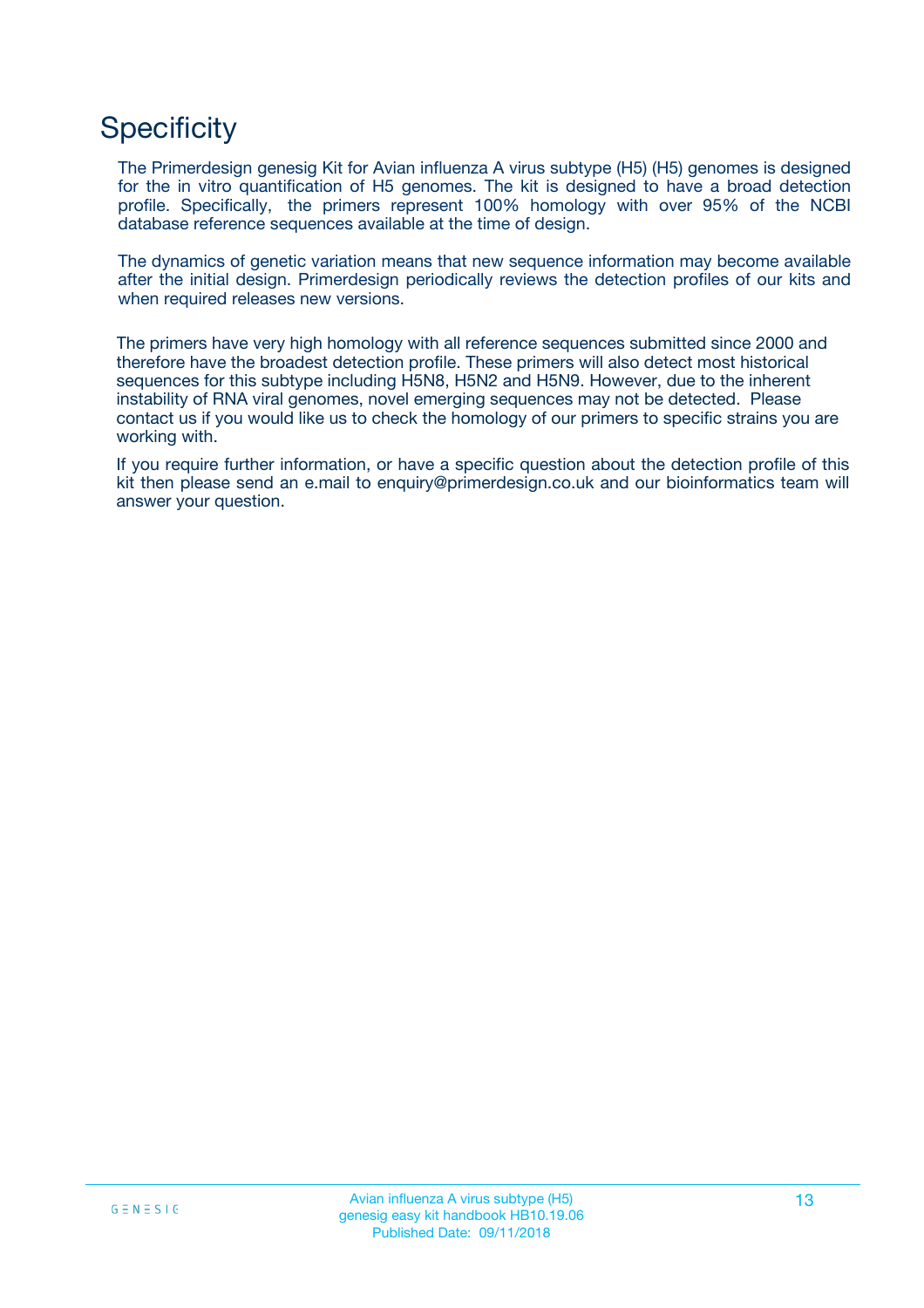# Specificity

The Primerdesign genesig Kit for Avian influenza A virus subtype (H5) (H5) genomes is designed for the in vitro quantification of H5 genomes. The kit is designed to have a broad detection profile. Specifically, the primers represent 100% homology with over 95% of the NCBI database reference sequences available at the time of design.

The dynamics of genetic variation means that new sequence information may become available after the initial design. Primerdesign periodically reviews the detection profiles of our kits and when required releases new versions.

The primers have very high homology with all reference sequences submitted since 2000 and therefore have the broadest detection profile. These primers will also detect most historical sequences for this subtype including H5N8, H5N2 and H5N9. However, due to the inherent instability of RNA viral genomes, novel emerging sequences may not be detected. Please contact us if you would like us to check the homology of our primers to specific strains you are working with.

If you require further information, or have a specific question about the detection profile of this kit then please send an e.mail to enquiry@primerdesign.co.uk and our bioinformatics team will answer your question.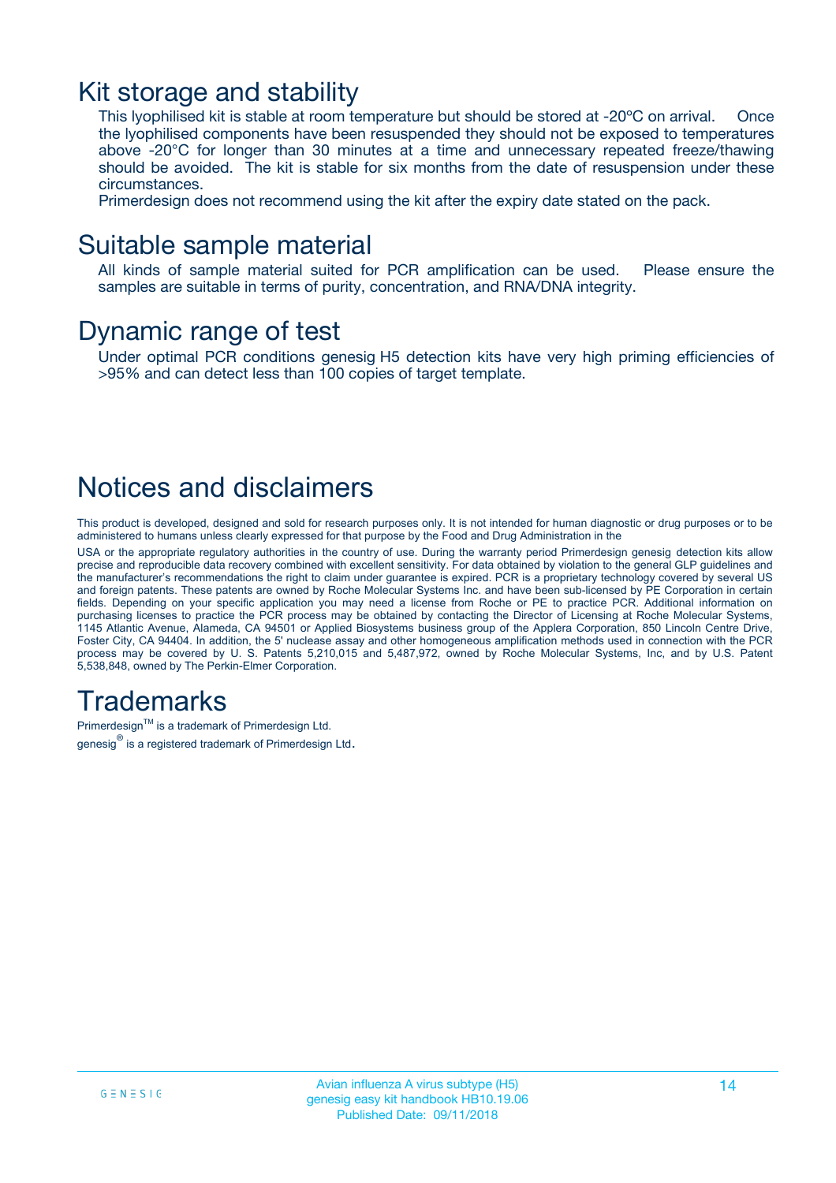# Kit storage and stability

This lyophilised kit is stable at room temperature but should be stored at -20ºC on arrival. Once the lyophilised components have been resuspended they should not be exposed to temperatures above -20°C for longer than 30 minutes at a time and unnecessary repeated freeze/thawing should be avoided. The kit is stable for six months from the date of resuspension under these circumstances.

Primerdesign does not recommend using the kit after the expiry date stated on the pack.

# Suitable sample material

All kinds of sample material suited for PCR amplification can be used. Please ensure the samples are suitable in terms of purity, concentration, and RNA/DNA integrity.

# Dynamic range of test

Under optimal PCR conditions genesig H5 detection kits have very high priming efficiencies of >95% and can detect less than 100 copies of target template.

# Notices and disclaimers

This product is developed, designed and sold for research purposes only. It is not intended for human diagnostic or drug purposes or to be administered to humans unless clearly expressed for that purpose by the Food and Drug Administration in the

USA or the appropriate regulatory authorities in the country of use. During the warranty period Primerdesign genesig detection kits allow precise and reproducible data recovery combined with excellent sensitivity. For data obtained by violation to the general GLP guidelines and the manufacturer's recommendations the right to claim under guarantee is expired. PCR is a proprietary technology covered by several US and foreign patents. These patents are owned by Roche Molecular Systems Inc. and have been sub-licensed by PE Corporation in certain fields. Depending on your specific application you may need a license from Roche or PE to practice PCR. Additional information on purchasing licenses to practice the PCR process may be obtained by contacting the Director of Licensing at Roche Molecular Systems, 1145 Atlantic Avenue, Alameda, CA 94501 or Applied Biosystems business group of the Applera Corporation, 850 Lincoln Centre Drive, Foster City, CA 94404. In addition, the 5' nuclease assay and other homogeneous amplification methods used in connection with the PCR process may be covered by U. S. Patents 5,210,015 and 5,487,972, owned by Roche Molecular Systems, Inc, and by U.S. Patent 5,538,848, owned by The Perkin-Elmer Corporation.

# Trademarks

Primerdesign™ is a trademark of Primerdesign Ltd.

genesig® is a registered trademark of Primerdesign Ltd.